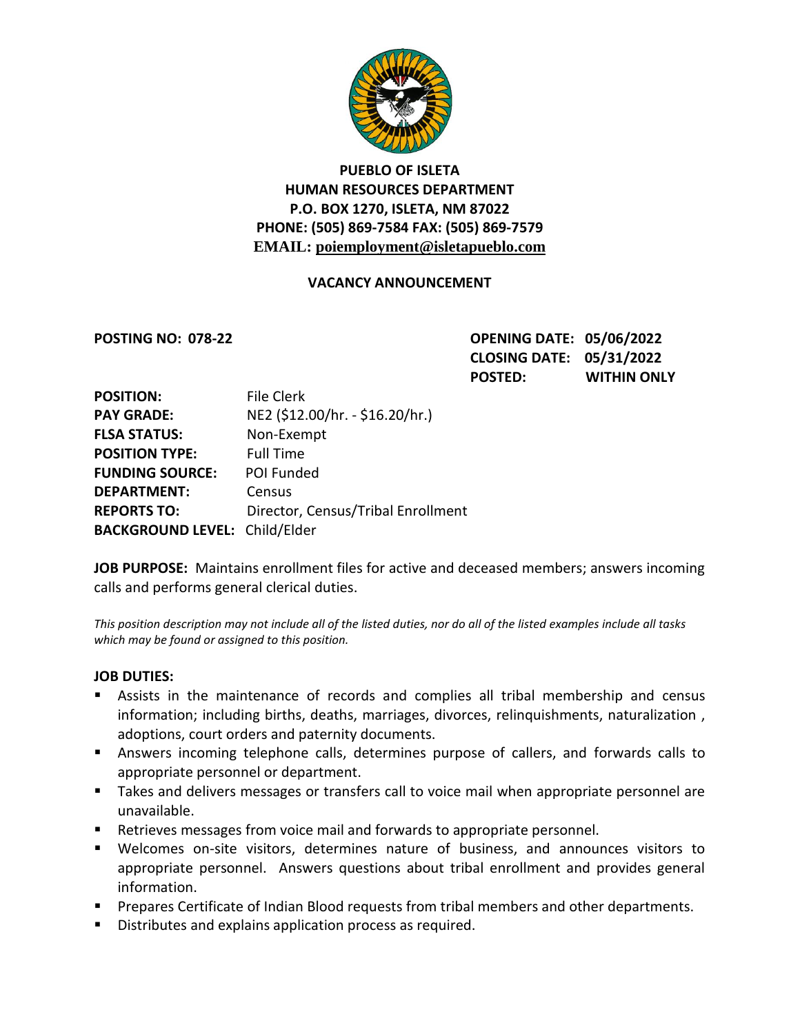# PUEBLO OF ISLETA
## HUMAN RESOURCES DEPARTMENT
**P.O. BOX 1270, ISLETA, NM 87022**
**PHONE: (505) 869-7584 FAX: (505) 869-7579**
**EMAIL: poiemployment@isletapueblo.com**

## VACANCY ANNOUNCEMENT

**POSTING NO: 078-22**

**OPENING DATE: 05/06/2022**
**CLOSING DATE: 05/31/2022**
**POSTED: WITHIN ONLY**

**POSITION:** File Clerk
**PAY GRADE:** NE2 ($12.00/hr. - $16.20/hr.)
**FLSA STATUS:** Non-Exempt
**POSITION TYPE:** Full Time
**FUNDING SOURCE:** POI Funded
**DEPARTMENT:** Census
**REPORTS TO:** Director, Census/Tribal Enrollment
**BACKGROUND LEVEL:** Child/Elder

**JOB PURPOSE:** Maintains enrollment files for active and deceased members; answers incoming calls and performs general clerical duties.

*This position description may not include all of the listed duties, nor do all of the listed examples include all tasks which may be found or assigned to this position.*

**JOB DUTIES:**

- Assists in the maintenance of records and complies all tribal membership and census information; including births, deaths, marriages, divorces, relinquishments, naturalization , adoptions, court orders and paternity documents.
- Answers incoming telephone calls, determines purpose of callers, and forwards calls to appropriate personnel or department.
- Takes and delivers messages or transfers call to voice mail when appropriate personnel are unavailable.
- Retrieves messages from voice mail and forwards to appropriate personnel.
- Welcomes on-site visitors, determines nature of business, and announces visitors to appropriate personnel. Answers questions about tribal enrollment and provides general information.
- Prepares Certificate of Indian Blood requests from tribal members and other departments.
- Distributes and explains application process as required.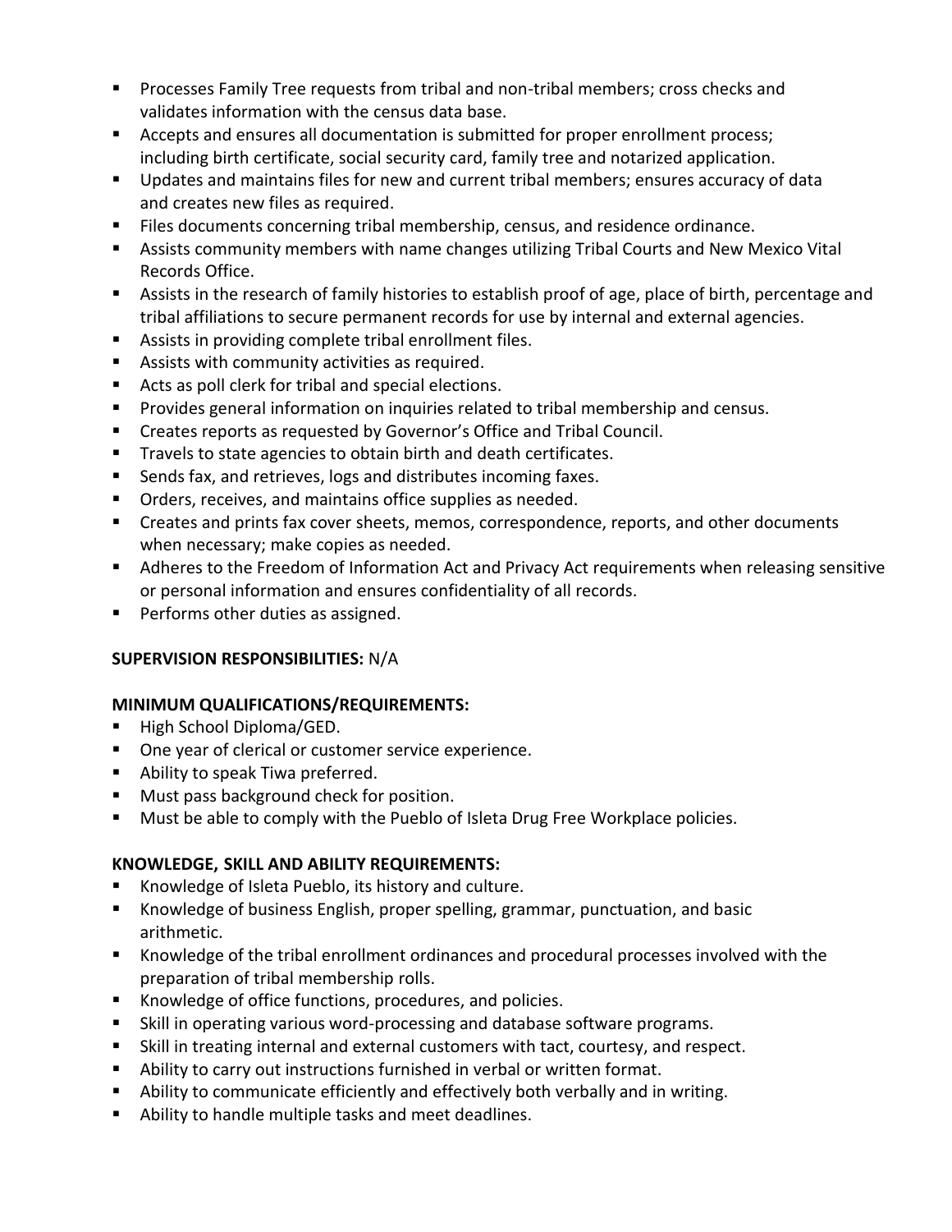- Processes Family Tree requests from tribal and non-tribal members; cross checks and validates information with the census data base.
- Accepts and ensures all documentation is submitted for proper enrollment process; including birth certificate, social security card, family tree and notarized application.
- Updates and maintains files for new and current tribal members; ensures accuracy of data and creates new files as required.
- Files documents concerning tribal membership, census, and residence ordinance.
- Assists community members with name changes utilizing Tribal Courts and New Mexico Vital Records Office.
- Assists in the research of family histories to establish proof of age, place of birth, percentage and tribal affiliations to secure permanent records for use by internal and external agencies.
- Assists in providing complete tribal enrollment files.
- Assists with community activities as required.
- Acts as poll clerk for tribal and special elections.
- Provides general information on inquiries related to tribal membership and census.
- Creates reports as requested by Governor's Office and Tribal Council.
- Travels to state agencies to obtain birth and death certificates.
- Sends fax, and retrieves, logs and distributes incoming faxes.
- Orders, receives, and maintains office supplies as needed.
- Creates and prints fax cover sheets, memos, correspondence, reports, and other documents when necessary; make copies as needed.
- Adheres to the Freedom of Information Act and Privacy Act requirements when releasing sensitive or personal information and ensures confidentiality of all records.
- Performs other duties as assigned.

**SUPERVISION RESPONSIBILITIES:** N/A

**MINIMUM QUALIFICATIONS/REQUIREMENTS:**

- High School Diploma/GED.
- One year of clerical or customer service experience.
- Ability to speak Tiwa preferred.
- Must pass background check for position.
- Must be able to comply with the Pueblo of Isleta Drug Free Workplace policies.

**KNOWLEDGE, SKILL AND ABILITY REQUIREMENTS:**

- Knowledge of Isleta Pueblo, its history and culture.
- Knowledge of business English, proper spelling, grammar, punctuation, and basic arithmetic.
- Knowledge of the tribal enrollment ordinances and procedural processes involved with the preparation of tribal membership rolls.
- Knowledge of office functions, procedures, and policies.
- Skill in operating various word-processing and database software programs.
- Skill in treating internal and external customers with tact, courtesy, and respect.
- Ability to carry out instructions furnished in verbal or written format.
- Ability to communicate efficiently and effectively both verbally and in writing.
- Ability to handle multiple tasks and meet deadlines.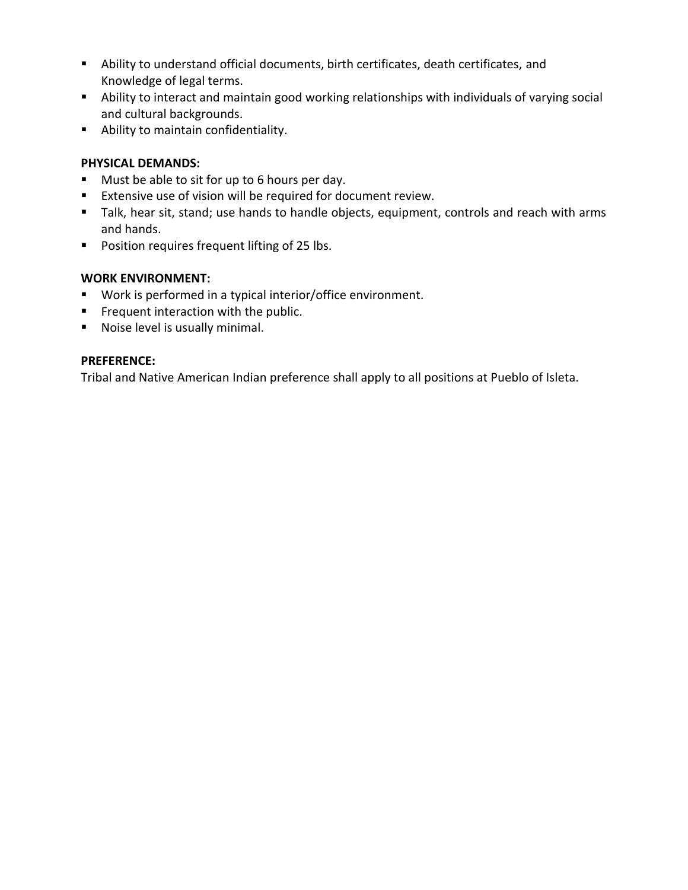- Ability to understand official documents, birth certificates, death certificates, and Knowledge of legal terms.
- Ability to interact and maintain good working relationships with individuals of varying social and cultural backgrounds.
- Ability to maintain confidentiality.

**PHYSICAL DEMANDS:**

- Must be able to sit for up to 6 hours per day.
- Extensive use of vision will be required for document review.
- Talk, hear sit, stand; use hands to handle objects, equipment, controls and reach with arms and hands.
- Position requires frequent lifting of 25 lbs.

**WORK ENVIRONMENT:**

- Work is performed in a typical interior/office environment.
- Frequent interaction with the public.
- Noise level is usually minimal.

**PREFERENCE:**

Tribal and Native American Indian preference shall apply to all positions at Pueblo of Isleta.